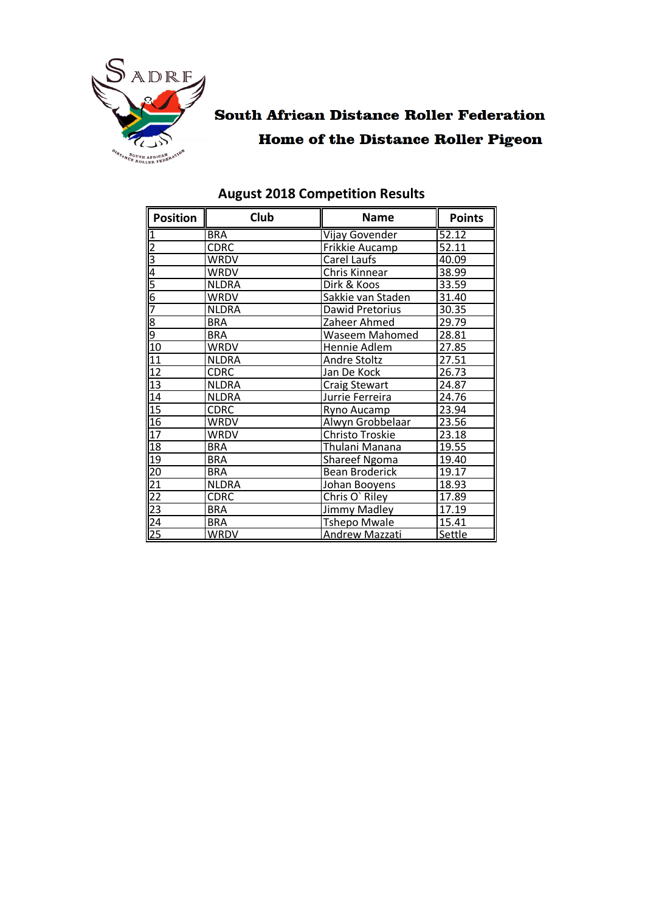**South African Distance Roller Federation**

**Home of the Distance Roller Pigeon**

## August 2018 Competition Results

| Position | Club | Name | Points |
|---|---|---|---|
| 1 | BRA | Vijay Govender | 52.12 |
| 2 | CDRC | Frikkie Aucamp | 52.11 |
| 3 | WRDV | Carel Laufs | 40.09 |
| 4 | WRDV | Chris Kinnear | 38.99 |
| 5 | NLDRA | Dirk & Koos | 33.59 |
| 6 | WRDV | Sakkie van Staden | 31.40 |
| 7 | NLDRA | Dawid Pretorius | 30.35 |
| 8 | BRA | Zaheer Ahmed | 29.79 |
| 9 | BRA | Waseem Mahomed | 28.81 |
| 10 | WRDV | Hennie Adlem | 27.85 |
| 11 | NLDRA | Andre Stoltz | 27.51 |
| 12 | CDRC | Jan De Kock | 26.73 |
| 13 | NLDRA | Craig Stewart | 24.87 |
| 14 | NLDRA | Jurrie Ferreira | 24.76 |
| 15 | CDRC | Ryno Aucamp | 23.94 |
| 16 | WRDV | Alwyn Grobbelaar | 23.56 |
| 17 | WRDV | Christo Troskie | 23.18 |
| 18 | BRA | Thulani Manana | 19.55 |
| 19 | BRA | Shareef Ngoma | 19.40 |
| 20 | BRA | Bean Broderick | 19.17 |
| 21 | NLDRA | Johan Booyens | 18.93 |
| 22 | CDRC | Chris O` Riley | 17.89 |
| 23 | BRA | Jimmy Madley | 17.19 |
| 24 | BRA | Tshepo Mwale | 15.41 |
| 25 | WRDV | Andrew Mazzati | Settle |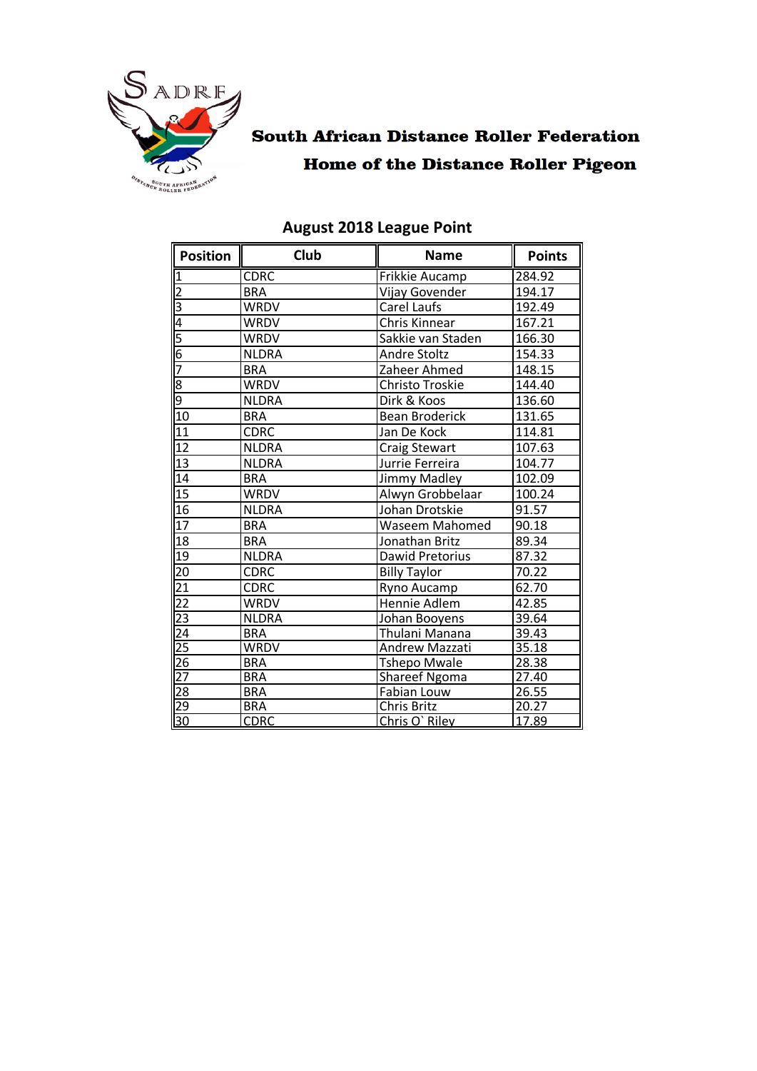South African Distance Roller Federation

Home of the Distance Roller Pigeon

## August 2018 League Point

| Position | Club | Name | Points |
|---|---|---|---|
| 1 | CDRC | Frikkie Aucamp | 284.92 |
| 2 | BRA | Vijay Govender | 194.17 |
| 3 | WRDV | Carel Laufs | 192.49 |
| 4 | WRDV | Chris Kinnear | 167.21 |
| 5 | WRDV | Sakkie van Staden | 166.30 |
| 6 | NLDRA | Andre Stoltz | 154.33 |
| 7 | BRA | Zaheer Ahmed | 148.15 |
| 8 | WRDV | Christo Troskie | 144.40 |
| 9 | NLDRA | Dirk & Koos | 136.60 |
| 10 | BRA | Bean Broderick | 131.65 |
| 11 | CDRC | Jan De Kock | 114.81 |
| 12 | NLDRA | Craig Stewart | 107.63 |
| 13 | NLDRA | Jurrie Ferreira | 104.77 |
| 14 | BRA | Jimmy Madley | 102.09 |
| 15 | WRDV | Alwyn Grobbelaar | 100.24 |
| 16 | NLDRA | Johan Drotskie | 91.57 |
| 17 | BRA | Waseem Mahomed | 90.18 |
| 18 | BRA | Jonathan Britz | 89.34 |
| 19 | NLDRA | Dawid Pretorius | 87.32 |
| 20 | CDRC | Billy Taylor | 70.22 |
| 21 | CDRC | Ryno Aucamp | 62.70 |
| 22 | WRDV | Hennie Adlem | 42.85 |
| 23 | NLDRA | Johan Booyens | 39.64 |
| 24 | BRA | Thulani Manana | 39.43 |
| 25 | WRDV | Andrew Mazzati | 35.18 |
| 26 | BRA | Tshepo Mwale | 28.38 |
| 27 | BRA | Shareef Ngoma | 27.40 |
| 28 | BRA | Fabian Louw | 26.55 |
| 29 | BRA | Chris Britz | 20.27 |
| 30 | CDRC | Chris O` Riley | 17.89 |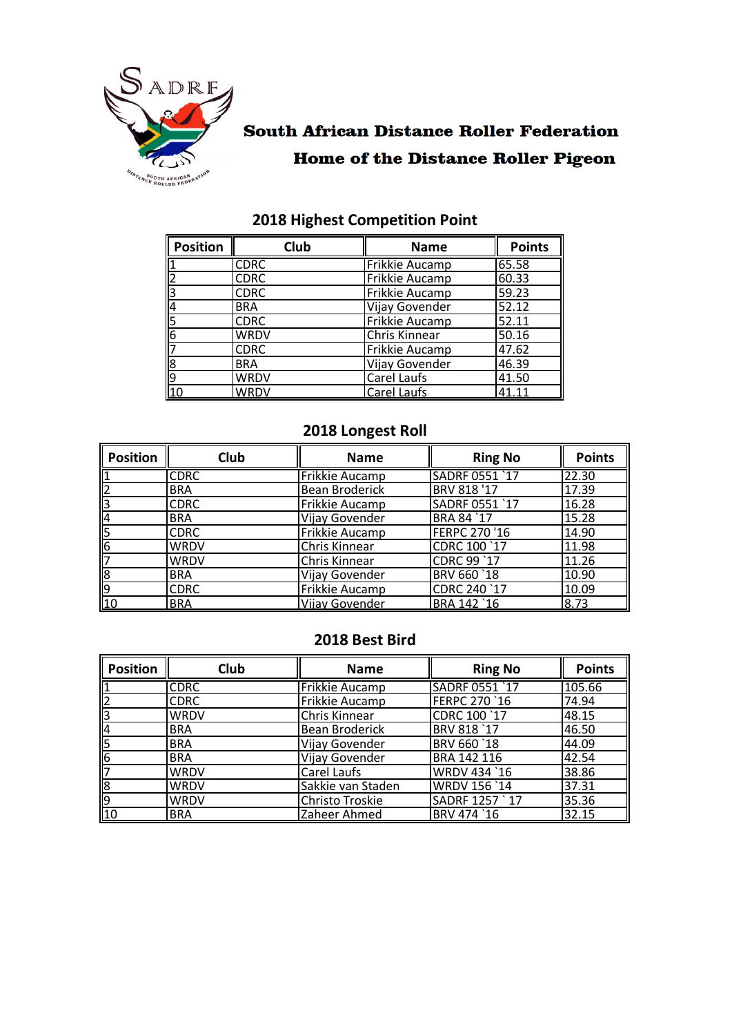**South African Distance Roller Federation**

**Home of the Distance Roller Pigeon**

## 2018 Highest Competition Point

| Position | Club | Name | Points |
|---|---|---|---|
| 1 | CDRC | Frikkie Aucamp | 65.58 |
| 2 | CDRC | Frikkie Aucamp | 60.33 |
| 3 | CDRC | Frikkie Aucamp | 59.23 |
| 4 | BRA | Vijay Govender | 52.12 |
| 5 | CDRC | Frikkie Aucamp | 52.11 |
| 6 | WRDV | Chris Kinnear | 50.16 |
| 7 | CDRC | Frikkie Aucamp | 47.62 |
| 8 | BRA | Vijay Govender | 46.39 |
| 9 | WRDV | Carel Laufs | 41.50 |
| 10 | WRDV | Carel Laufs | 41.11 |

## 2018 Longest Roll

| Position | Club | Name | Ring No | Points |
|---|---|---|---|---|
| 1 | CDRC | Frikkie Aucamp | SADRF 0551 `17 | 22.30 |
| 2 | BRA | Bean Broderick | BRV 818 '17 | 17.39 |
| 3 | CDRC | Frikkie Aucamp | SADRF 0551 `17 | 16.28 |
| 4 | BRA | Vijay Govender | BRA 84 `17 | 15.28 |
| 5 | CDRC | Frikkie Aucamp | FERPC 270 '16 | 14.90 |
| 6 | WRDV | Chris Kinnear | CDRC 100 `17 | 11.98 |
| 7 | WRDV | Chris Kinnear | CDRC 99 `17 | 11.26 |
| 8 | BRA | Vijay Govender | BRV 660 `18 | 10.90 |
| 9 | CDRC | Frikkie Aucamp | CDRC 240 `17 | 10.09 |
| 10 | BRA | Vijay Govender | BRA 142 `16 | 8.73 |

## 2018 Best Bird

| Position | Club | Name | Ring No | Points |
|---|---|---|---|---|
| 1 | CDRC | Frikkie Aucamp | SADRF 0551 `17 | 105.66 |
| 2 | CDRC | Frikkie Aucamp | FERPC 270 `16 | 74.94 |
| 3 | WRDV | Chris Kinnear | CDRC 100 `17 | 48.15 |
| 4 | BRA | Bean Broderick | BRV 818 `17 | 46.50 |
| 5 | BRA | Vijay Govender | BRV 660 `18 | 44.09 |
| 6 | BRA | Vijay Govender | BRA 142 116 | 42.54 |
| 7 | WRDV | Carel Laufs | WRDV 434 `16 | 38.86 |
| 8 | WRDV | Sakkie van Staden | WRDV 156 `14 | 37.31 |
| 9 | WRDV | Christo Troskie | SADRF 1257 ` 17 | 35.36 |
| 10 | BRA | Zaheer Ahmed | BRV 474 `16 | 32.15 |